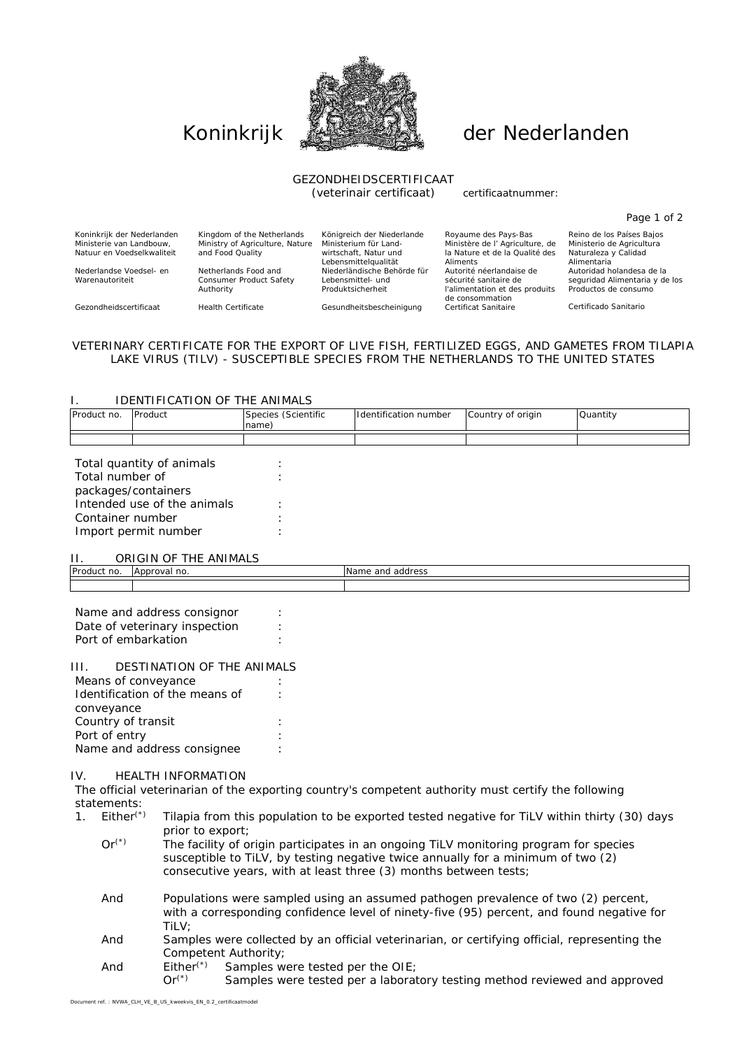# Koninkrijk der Nederlanden

GEZONDHEIDSCERTIFICAAT
(veterinair certificaat) certificaatnummer:

| Koninkrijk der Nederlanden | Kingdom of the Netherlands | Königreich der Niederlande | Royaume des Pays-Bas | Reino de los Países Bajos |
|---|---|---|---|---|
| Ministerie van Landbouw, Natuur en Voedselkwaliteit | Ministry of Agriculture, Nature and Food Quality | Ministerium für Land-wirtschaft, Natur und Lebensmittelqualität | Ministère de l' Agriculture, de la Nature et de la Qualité des Aliments | Ministerio de Agricultura Naturaleza y Calidad Alimentaria |
| Nederlandse Voedsel- en Warenautoriteit | Netherlands Food and Consumer Product Safety Authority | Niederländische Behörde für Lebensmittel- und Produktsicherheit | Autorité néerlandaise de sécurité sanitaire de l'alimentation et des produits de consommation | Autoridad holandesa de la seguridad Alimentaria y de los Productos de consumo |
| Gezondheidscertificaat | Health Certificate | Gesundheitsbescheinigung | Certificat Sanitaire | Certificado Sanitario |

## VETERINARY CERTIFICATE FOR THE EXPORT OF LIVE FISH, FERTILIZED EGGS, AND GAMETES FROM TILAPIA LAKE VIRUS (TILV) - SUSCEPTIBLE SPECIES FROM THE NETHERLANDS TO THE UNITED STATES

### I. IDENTIFICATION OF THE ANIMALS

| Product no. | Product | Species (Scientific name) | Identification number | Country of origin | Quantity |
|---|---|---|---|---|---|
| | | | | | |

Total quantity of animals :
Total number of packages/containers :
Intended use of the animals :
Container number :
Import permit number :

### II. ORIGIN OF THE ANIMALS

| Product no. | Approval no. | Name and address |
|---|---|---|
| | | |

Name and address consignor :
Date of veterinary inspection :
Port of embarkation :

### III. DESTINATION OF THE ANIMALS

Means of conveyance :
Identification of the means of conveyance :
Country of transit :
Port of entry :
Name and address consignee :

### IV. HEALTH INFORMATION

The official veterinarian of the exporting country's competent authority must certify the following statements:

1. Either(*) Tilapia from this population to be exported tested negative for TiLV within thirty (30) days prior to export;

   Or(*) The facility of origin participates in an ongoing TiLV monitoring program for species susceptible to TiLV, by testing negative twice annually for a minimum of two (2) consecutive years, with at least three (3) months between tests;

   And Populations were sampled using an assumed pathogen prevalence of two (2) percent, with a corresponding confidence level of ninety-five (95) percent, and found negative for TiLV;

   And Samples were collected by an official veterinarian, or certifying official, representing the Competent Authority;

   And Either(*) Samples were tested per the OIE;
   Or(*) Samples were tested per a laboratory testing method reviewed and approved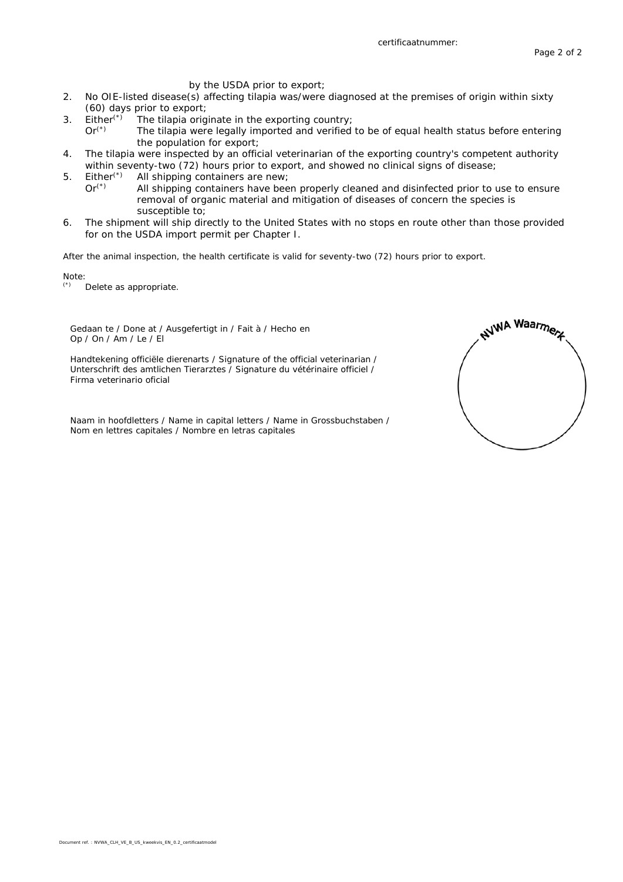certificaatnummer:

by the USDA prior to export;

2. No OIE-listed disease(s) affecting tilapia was/were diagnosed at the premises of origin within sixty (60) days prior to export;
3. Either[(*)] The tilapia originate in the exporting country;
   Or[(*)] The tilapia were legally imported and verified to be of equal health status before entering the population for export;
4. The tilapia were inspected by an official veterinarian of the exporting country's competent authority within seventy-two (72) hours prior to export, and showed no clinical signs of disease;
5. Either[(*)] All shipping containers are new;
   Or[(*)] All shipping containers have been properly cleaned and disinfected prior to use to ensure removal of organic material and mitigation of diseases of concern the species is susceptible to;
6. The shipment will ship directly to the United States with no stops en route other than those provided for on the USDA import permit per Chapter I.

After the animal inspection, the health certificate is valid for seventy-two (72) hours prior to export.

Note:
[(*)] Delete as appropriate.

Gedaan te / Done at / Ausgefertigt in / Fait à / Hecho en
Op / On / Am / Le / El

Handtekening officiële dierenarts / Signature of the official veterinarian / Unterschrift des amtlichen Tierarztes / Signature du vétérinaire officiel / Firma veterinario oficial

Naam in hoofdletters / Name in capital letters / Name in Grossbuchstaben / Nom en lettres capitales / Nombre en letras capitales

NVWA Waarmerk

Document ref. : NVWA_CLH_VE_B_US_kweekvis_EN_0.2_certificaatmodel